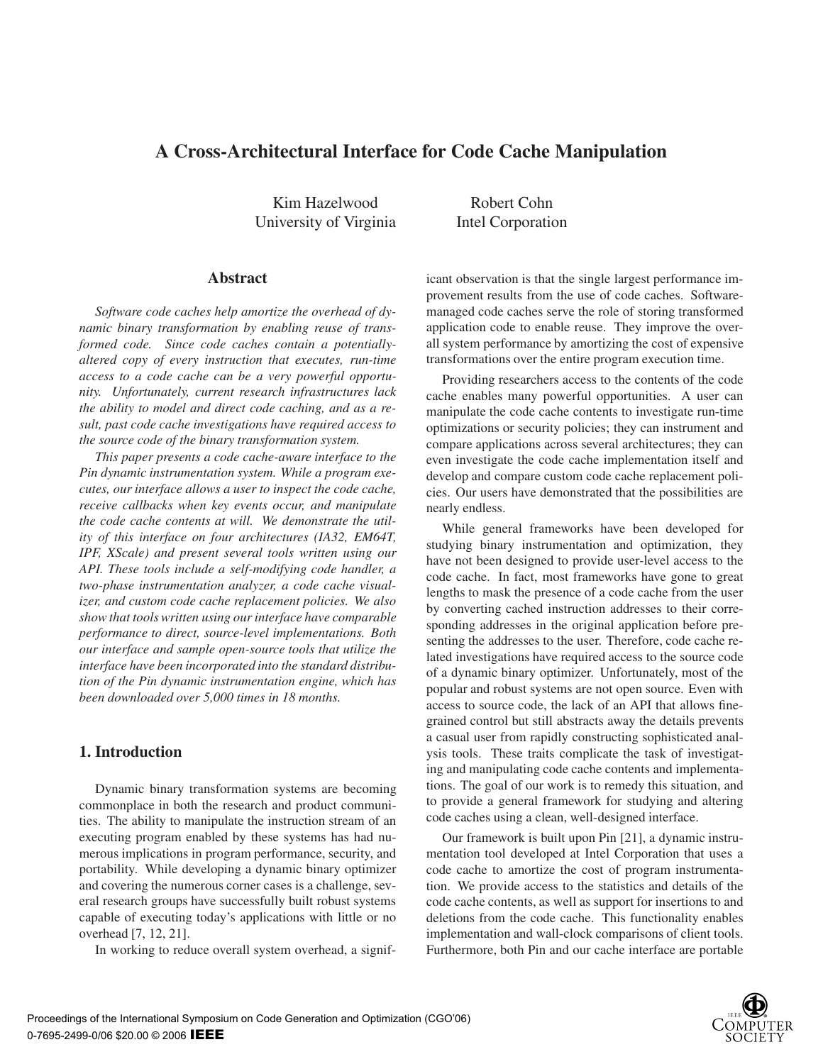# A Cross-Architectural Interface for Code Cache Manipulation

Kim Hazelwood
University of Virginia

Robert Cohn
Intel Corporation

## Abstract

*Software code caches help amortize the overhead of dynamic binary transformation by enabling reuse of transformed code. Since code caches contain a potentially-altered copy of every instruction that executes, run-time access to a code cache can be a very powerful opportunity. Unfortunately, current research infrastructures lack the ability to model and direct code caching, and as a result, past code cache investigations have required access to the source code of the binary transformation system.*

*This paper presents a code cache-aware interface to the Pin dynamic instrumentation system. While a program executes, our interface allows a user to inspect the code cache, receive callbacks when key events occur, and manipulate the code cache contents at will. We demonstrate the utility of this interface on four architectures (IA32, EM64T, IPF, XScale) and present several tools written using our API. These tools include a self-modifying code handler, a two-phase instrumentation analyzer, a code cache visualizer, and custom code cache replacement policies. We also show that tools written using our interface have comparable performance to direct, source-level implementations. Both our interface and sample open-source tools that utilize the interface have been incorporated into the standard distribution of the Pin dynamic instrumentation engine, which has been downloaded over 5,000 times in 18 months.*

## 1. Introduction

Dynamic binary transformation systems are becoming commonplace in both the research and product communities. The ability to manipulate the instruction stream of an executing program enabled by these systems has had numerous implications in program performance, security, and portability. While developing a dynamic binary optimizer and covering the numerous corner cases is a challenge, several research groups have successfully built robust systems capable of executing today's applications with little or no overhead [7, 12, 21].

In working to reduce overall system overhead, a significant observation is that the single largest performance improvement results from the use of code caches. Software-managed code caches serve the role of storing transformed application code to enable reuse. They improve the overall system performance by amortizing the cost of expensive transformations over the entire program execution time.

Providing researchers access to the contents of the code cache enables many powerful opportunities. A user can manipulate the code cache contents to investigate run-time optimizations or security policies; they can instrument and compare applications across several architectures; they can even investigate the code cache implementation itself and develop and compare custom code cache replacement policies. Our users have demonstrated that the possibilities are nearly endless.

While general frameworks have been developed for studying binary instrumentation and optimization, they have not been designed to provide user-level access to the code cache. In fact, most frameworks have gone to great lengths to mask the presence of a code cache from the user by converting cached instruction addresses to their corresponding addresses in the original application before presenting the addresses to the user. Therefore, code cache related investigations have required access to the source code of a dynamic binary optimizer. Unfortunately, most of the popular and robust systems are not open source. Even with access to source code, the lack of an API that allows fine-grained control but still abstracts away the details prevents a casual user from rapidly constructing sophisticated analysis tools. These traits complicate the task of investigating and manipulating code cache contents and implementations. The goal of our work is to remedy this situation, and to provide a general framework for studying and altering code caches using a clean, well-designed interface.

Our framework is built upon Pin [21], a dynamic instrumentation tool developed at Intel Corporation that uses a code cache to amortize the cost of program instrumentation. We provide access to the statistics and details of the code cache contents, as well as support for insertions to and deletions from the code cache. This functionality enables implementation and wall-clock comparisons of client tools. Furthermore, both Pin and our cache interface are portable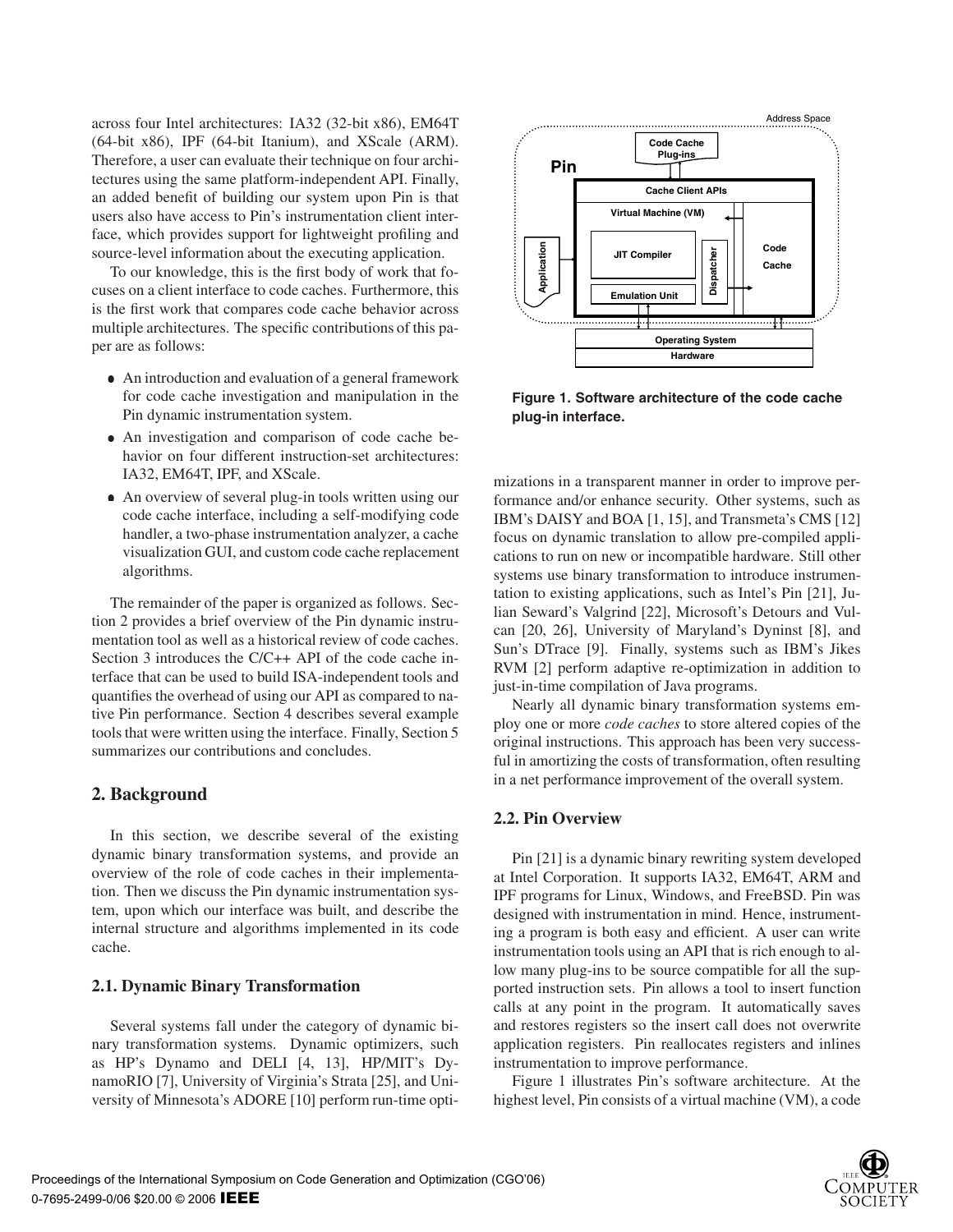across four Intel architectures: IA32 (32-bit x86), EM64T (64-bit x86), IPF (64-bit Itanium), and XScale (ARM). Therefore, a user can evaluate their technique on four architectures using the same platform-independent API. Finally, an added benefit of building our system upon Pin is that users also have access to Pin's instrumentation client interface, which provides support for lightweight profiling and source-level information about the executing application.

To our knowledge, this is the first body of work that focuses on a client interface to code caches. Furthermore, this is the first work that compares code cache behavior across multiple architectures. The specific contributions of this paper are as follows:

- An introduction and evaluation of a general framework for code cache investigation and manipulation in the Pin dynamic instrumentation system.
- An investigation and comparison of code cache behavior on four different instruction-set architectures: IA32, EM64T, IPF, and XScale.
- An overview of several plug-in tools written using our code cache interface, including a self-modifying code handler, a two-phase instrumentation analyzer, a cache visualization GUI, and custom code cache replacement algorithms.

The remainder of the paper is organized as follows. Section 2 provides a brief overview of the Pin dynamic instrumentation tool as well as a historical review of code caches. Section 3 introduces the C/C++ API of the code cache interface that can be used to build ISA-independent tools and quantifies the overhead of using our API as compared to native Pin performance. Section 4 describes several example tools that were written using the interface. Finally, Section 5 summarizes our contributions and concludes.

## 2. Background

In this section, we describe several of the existing dynamic binary transformation systems, and provide an overview of the role of code caches in their implementation. Then we discuss the Pin dynamic instrumentation system, upon which our interface was built, and describe the internal structure and algorithms implemented in its code cache.

### 2.1. Dynamic Binary Transformation

Several systems fall under the category of dynamic binary transformation systems. Dynamic optimizers, such as HP's Dynamo and DELI [4, 13], HP/MIT's DynamoRIO [7], University of Virginia's Strata [25], and University of Minnesota's ADORE [10] perform run-time optimizations in a transparent manner in order to improve performance and/or enhance security. Other systems, such as IBM's DAISY and BOA [1, 15], and Transmeta's CMS [12] focus on dynamic translation to allow pre-compiled applications to run on new or incompatible hardware. Still other systems use binary transformation to introduce instrumentation to existing applications, such as Intel's Pin [21], Julian Seward's Valgrind [22], Microsoft's Detours and Vulcan [20, 26], University of Maryland's Dyninst [8], and Sun's DTrace [9]. Finally, systems such as IBM's Jikes RVM [2] perform adaptive re-optimization in addition to just-in-time compilation of Java programs.

Nearly all dynamic binary transformation systems employ one or more *code caches* to store altered copies of the original instructions. This approach has been very successful in amortizing the costs of transformation, often resulting in a net performance improvement of the overall system.

Address Space | Pin | Code Cache Plug-ins | Cache Client APIs | Virtual Machine (VM) | JIT Compiler | Emulation Unit | Dispatcher | Code Cache | Application | Operating System | Hardware

**Figure 1. Software architecture of the code cache plug-in interface.**

### 2.2. Pin Overview

Pin [21] is a dynamic binary rewriting system developed at Intel Corporation. It supports IA32, EM64T, ARM and IPF programs for Linux, Windows, and FreeBSD. Pin was designed with instrumentation in mind. Hence, instrumenting a program is both easy and efficient. A user can write instrumentation tools using an API that is rich enough to allow many plug-ins to be source compatible for all the supported instruction sets. Pin allows a tool to insert function calls at any point in the program. It automatically saves and restores registers so the insert call does not overwrite application registers. Pin reallocates registers and inlines instrumentation to improve performance.

Figure 1 illustrates Pin's software architecture. At the highest level, Pin consists of a virtual machine (VM), a code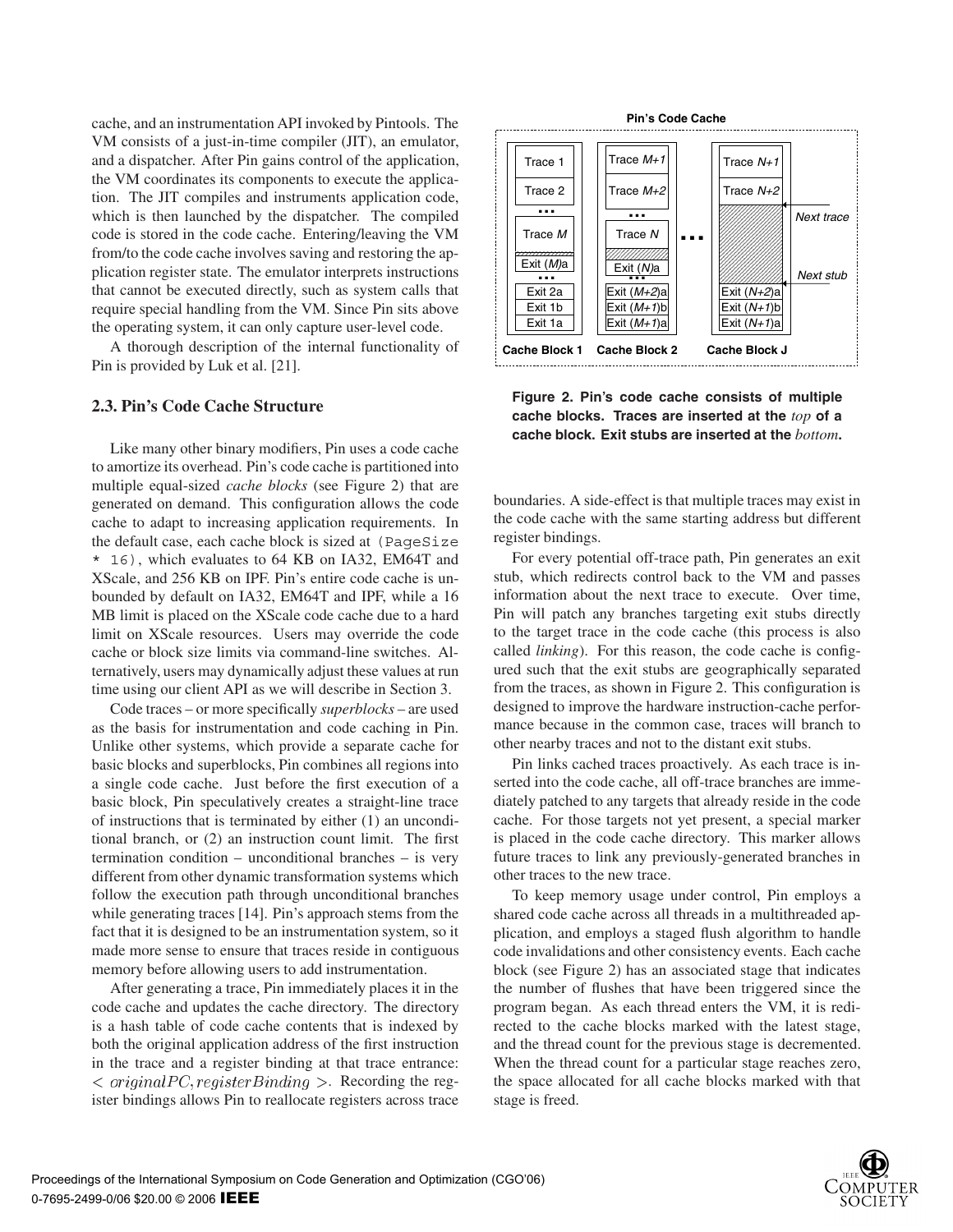cache, and an instrumentation API invoked by Pintools. The VM consists of a just-in-time compiler (JIT), an emulator, and a dispatcher. After Pin gains control of the application, the VM coordinates its components to execute the application. The JIT compiles and instruments application code, which is then launched by the dispatcher. The compiled code is stored in the code cache. Entering/leaving the VM from/to the code cache involves saving and restoring the application register state. The emulator interprets instructions that cannot be executed directly, such as system calls that require special handling from the VM. Since Pin sits above the operating system, it can only capture user-level code.

A thorough description of the internal functionality of Pin is provided by Luk et al. [21].

### 2.3. Pin's Code Cache Structure

Like many other binary modifiers, Pin uses a code cache to amortize its overhead. Pin's code cache is partitioned into multiple equal-sized *cache blocks* (see Figure 2) that are generated on demand. This configuration allows the code cache to adapt to increasing application requirements. In the default case, each cache block is sized at `(PageSize * 16)`, which evaluates to 64 KB on IA32, EM64T and XScale, and 256 KB on IPF. Pin's entire code cache is unbounded by default on IA32, EM64T and IPF, while a 16 MB limit is placed on the XScale code cache due to a hard limit on XScale resources. Users may override the code cache or block size limits via command-line switches. Alternatively, users may dynamically adjust these values at run time using our client API as we will describe in Section 3.

Code traces – or more specifically *superblocks* – are used as the basis for instrumentation and code caching in Pin. Unlike other systems, which provide a separate cache for basic blocks and superblocks, Pin combines all regions into a single code cache. Just before the first execution of a basic block, Pin speculatively creates a straight-line trace of instructions that is terminated by either (1) an unconditional branch, or (2) an instruction count limit. The first termination condition – unconditional branches – is very different from other dynamic transformation systems which follow the execution path through unconditional branches while generating traces [14]. Pin's approach stems from the fact that it is designed to be an instrumentation system, so it made more sense to ensure that traces reside in contiguous memory before allowing users to add instrumentation.

After generating a trace, Pin immediately places it in the code cache and updates the cache directory. The directory is a hash table of code cache contents that is indexed by both the original application address of the first instruction in the trace and a register binding at that trace entrance: $< originalPC, registerBinding >$. Recording the register bindings allows Pin to reallocate registers across trace boundaries. A side-effect is that multiple traces may exist in the code cache with the same starting address but different register bindings.

**Figure 2. Pin's code cache consists of multiple cache blocks. Traces are inserted at the *top* of a cache block. Exit stubs are inserted at the *bottom*.**

For every potential off-trace path, Pin generates an exit stub, which redirects control back to the VM and passes information about the next trace to execute. Over time, Pin will patch any branches targeting exit stubs directly to the target trace in the code cache (this process is also called *linking*). For this reason, the code cache is configured such that the exit stubs are geographically separated from the traces, as shown in Figure 2. This configuration is designed to improve the hardware instruction-cache performance because in the common case, traces will branch to other nearby traces and not to the distant exit stubs.

Pin links cached traces proactively. As each trace is inserted into the code cache, all off-trace branches are immediately patched to any targets that already reside in the code cache. For those targets not yet present, a special marker is placed in the code cache directory. This marker allows future traces to link any previously-generated branches in other traces to the new trace.

To keep memory usage under control, Pin employs a shared code cache across all threads in a multithreaded application, and employs a staged flush algorithm to handle code invalidations and other consistency events. Each cache block (see Figure 2) has an associated stage that indicates the number of flushes that have been triggered since the program began. As each thread enters the VM, it is redirected to the cache blocks marked with the latest stage, and the thread count for the previous stage is decremented. When the thread count for a particular stage reaches zero, the space allocated for all cache blocks marked with that stage is freed.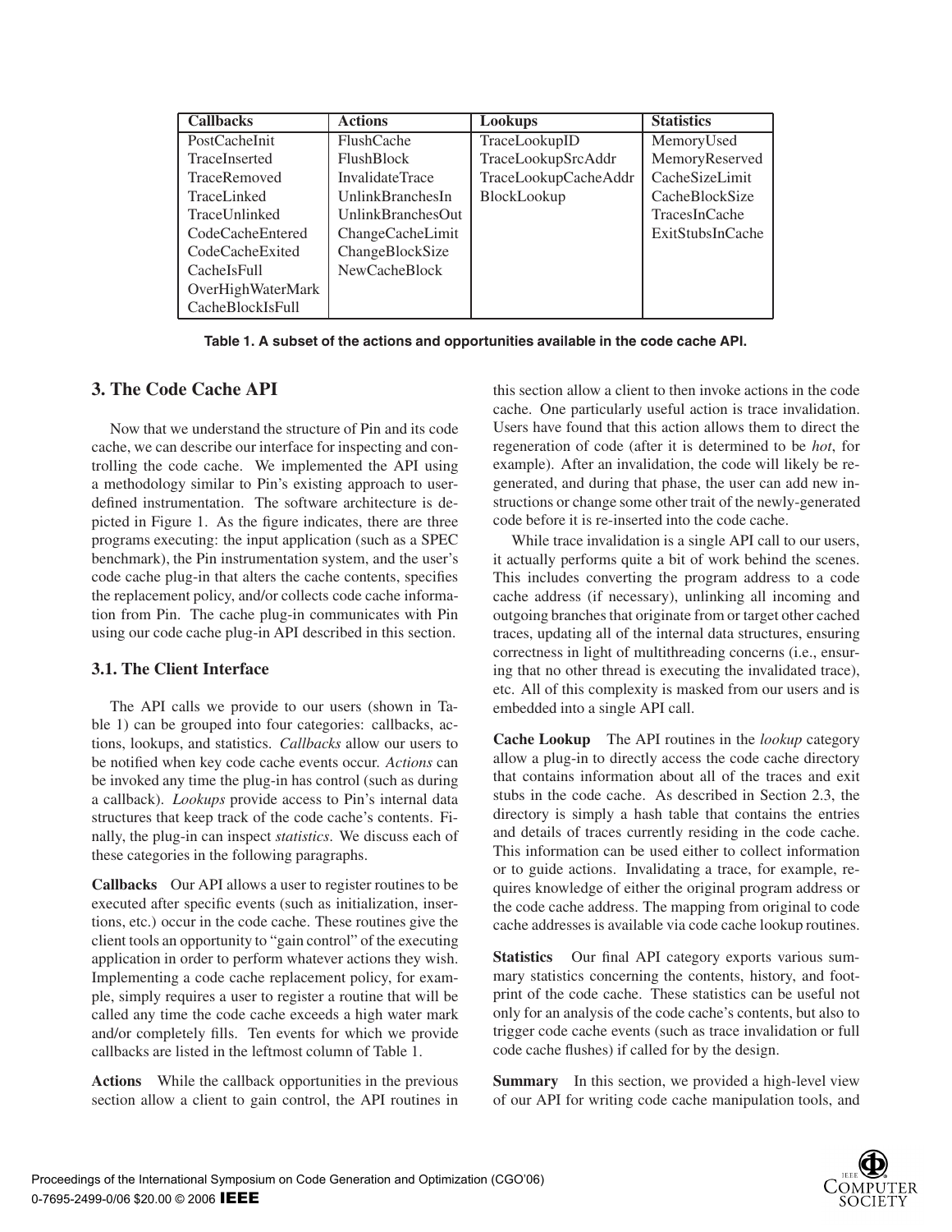| Callbacks | Actions | Lookups | Statistics |
|---|---|---|---|
| PostCacheInit | FlushCache | TraceLookupID | MemoryUsed |
| TraceInserted | FlushBlock | TraceLookupSrcAddr | MemoryReserved |
| TraceRemoved | InvalidateTrace | TraceLookupCacheAddr | CacheSizeLimit |
| TraceLinked | UnlinkBranchesIn | BlockLookup | CacheBlockSize |
| TraceUnlinked | UnlinkBranchesOut | | TracesInCache |
| CodeCacheEntered | ChangeCacheLimit | | ExitStubsInCache |
| CodeCacheExited | ChangeBlockSize | | |
| CacheIsFull | NewCacheBlock | | |
| OverHighWaterMark | | | |
| CacheBlockIsFull | | | |

**Table 1. A subset of the actions and opportunities available in the code cache API.**

## 3. The Code Cache API

Now that we understand the structure of Pin and its code cache, we can describe our interface for inspecting and controlling the code cache. We implemented the API using a methodology similar to Pin's existing approach to user-defined instrumentation. The software architecture is depicted in Figure 1. As the figure indicates, there are three programs executing: the input application (such as a SPEC benchmark), the Pin instrumentation system, and the user's code cache plug-in that alters the cache contents, specifies the replacement policy, and/or collects code cache information from Pin. The cache plug-in communicates with Pin using our code cache plug-in API described in this section.

### 3.1. The Client Interface

The API calls we provide to our users (shown in Table 1) can be grouped into four categories: callbacks, actions, lookups, and statistics. *Callbacks* allow our users to be notified when key code cache events occur. *Actions* can be invoked any time the plug-in has control (such as during a callback). *Lookups* provide access to Pin's internal data structures that keep track of the code cache's contents. Finally, the plug-in can inspect *statistics*. We discuss each of these categories in the following paragraphs.

**Callbacks** Our API allows a user to register routines to be executed after specific events (such as initialization, insertions, etc.) occur in the code cache. These routines give the client tools an opportunity to "gain control" of the executing application in order to perform whatever actions they wish. Implementing a code cache replacement policy, for example, simply requires a user to register a routine that will be called any time the code cache exceeds a high water mark and/or completely fills. Ten events for which we provide callbacks are listed in the leftmost column of Table 1.

**Actions** While the callback opportunities in the previous section allow a client to gain control, the API routines in this section allow a client to then invoke actions in the code cache. One particularly useful action is trace invalidation. Users have found that this action allows them to direct the regeneration of code (after it is determined to be *hot*, for example). After an invalidation, the code will likely be regenerated, and during that phase, the user can add new instructions or change some other trait of the newly-generated code before it is re-inserted into the code cache.

While trace invalidation is a single API call to our users, it actually performs quite a bit of work behind the scenes. This includes converting the program address to a code cache address (if necessary), unlinking all incoming and outgoing branches that originate from or target other cached traces, updating all of the internal data structures, ensuring correctness in light of multithreading concerns (i.e., ensuring that no other thread is executing the invalidated trace), etc. All of this complexity is masked from our users and is embedded into a single API call.

**Cache Lookup** The API routines in the *lookup* category allow a plug-in to directly access the code cache directory that contains information about all of the traces and exit stubs in the code cache. As described in Section 2.3, the directory is simply a hash table that contains the entries and details of traces currently residing in the code cache. This information can be used either to collect information or to guide actions. Invalidating a trace, for example, requires knowledge of either the original program address or the code cache address. The mapping from original to code cache addresses is available via code cache lookup routines.

**Statistics** Our final API category exports various summary statistics concerning the contents, history, and footprint of the code cache. These statistics can be useful not only for an analysis of the code cache's contents, but also to trigger code cache events (such as trace invalidation or full code cache flushes) if called for by the design.

**Summary** In this section, we provided a high-level view of our API for writing code cache manipulation tools, and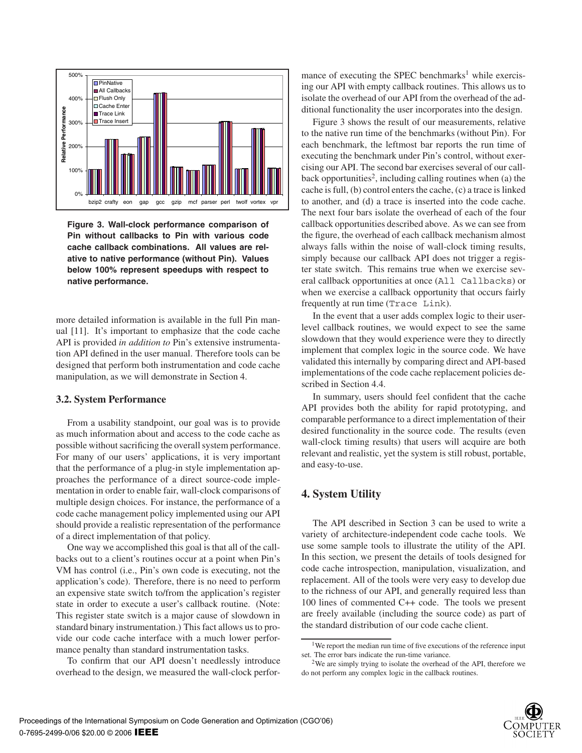500%

400%

300%

200%

100%

0%

Relative Performance

PinNative
All Callbacks
Flush Only
Cache Enter
Trace Link
Trace Insert

bzip2 crafty eon gap gcc gzip mcf parser perl twolf vortex vpr

**Figure 3. Wall-clock performance comparison of Pin without callbacks to Pin with various code cache callback combinations. All values are relative to native performance (without Pin). Values below 100% represent speedups with respect to native performance.**

more detailed information is available in the full Pin manual [11]. It's important to emphasize that the code cache API is provided *in addition to* Pin's extensive instrumentation API defined in the user manual. Therefore tools can be designed that perform both instrumentation and code cache manipulation, as we will demonstrate in Section 4.

### 3.2. System Performance

From a usability standpoint, our goal was is to provide as much information about and access to the code cache as possible without sacrificing the overall system performance. For many of our users' applications, it is very important that the performance of a plug-in style implementation approaches the performance of a direct source-code implementation in order to enable fair, wall-clock comparisons of multiple design choices. For instance, the performance of a code cache management policy implemented using our API should provide a realistic representation of the performance of a direct implementation of that policy.

One way we accomplished this goal is that all of the callbacks out to a client's routines occur at a point when Pin's VM has control (i.e., Pin's own code is executing, not the application's code). Therefore, there is no need to perform an expensive state switch to/from the application's register state in order to execute a user's callback routine. (Note: This register state switch is a major cause of slowdown in standard binary instrumentation.) This fact allows us to provide our code cache interface with a much lower performance penalty than standard instrumentation tasks.

To confirm that our API doesn't needlessly introduce overhead to the design, we measured the wall-clock performance of executing the SPEC benchmarks[1] while exercising our API with empty callback routines. This allows us to isolate the overhead of our API from the overhead of the additional functionality the user incorporates into the design.

Figure 3 shows the result of our measurements, relative to the native run time of the benchmarks (without Pin). For each benchmark, the leftmost bar reports the run time of executing the benchmark under Pin's control, without exercising our API. The second bar exercises several of our callback opportunities[2], including calling routines when (a) the cache is full, (b) control enters the cache, (c) a trace is linked to another, and (d) a trace is inserted into the code cache. The next four bars isolate the overhead of each of the four callback opportunities described above. As we can see from the figure, the overhead of each callback mechanism almost always falls within the noise of wall-clock timing results, simply because our callback API does not trigger a register state switch. This remains true when we exercise several callback opportunities at once (`All Callbacks`) or when we exercise a callback opportunity that occurs fairly frequently at run time (`Trace Link`).

In the event that a user adds complex logic to their user-level callback routines, we would expect to see the same slowdown that they would experience were they to directly implement that complex logic in the source code. We have validated this internally by comparing direct and API-based implementations of the code cache replacement policies described in Section 4.4.

In summary, users should feel confident that the cache API provides both the ability for rapid prototyping, and comparable performance to a direct implementation of their desired functionality in the source code. The results (even wall-clock timing results) that users will acquire are both relevant and realistic, yet the system is still robust, portable, and easy-to-use.

## 4. System Utility

The API described in Section 3 can be used to write a variety of architecture-independent code cache tools. We use some sample tools to illustrate the utility of the API. In this section, we present the details of tools designed for code cache introspection, manipulation, visualization, and replacement. All of the tools were very easy to develop due to the richness of our API, and generally required less than 100 lines of commented C++ code. The tools we present are freely available (including the source code) as part of the standard distribution of our code cache client.

[1] We report the median run time of five executions of the reference input set. The error bars indicate the run-time variance.

[2] We are simply trying to isolate the overhead of the API, therefore we do not perform any complex logic in the callback routines.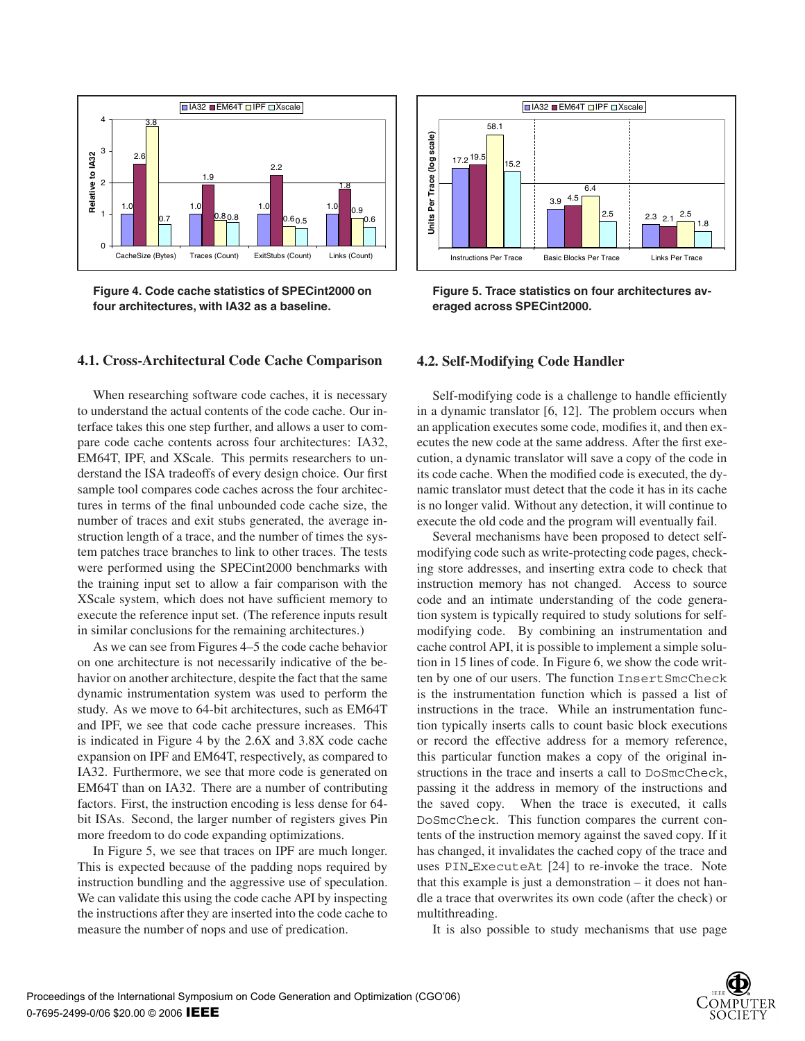IA32 EM64T IPF Xscale

Relative to IA32

4
3
2
1
0

1.0 2.6 3.8 0.7

1.0 1.9 0.8 0.8

1.0 2.2 0.6 0.5

1.0 1.8 0.9 0.6

CacheSize (Bytes) Traces (Count) ExitStubs (Count) Links (Count)

**Figure 4. Code cache statistics of SPECint2000 on four architectures, with IA32 as a baseline.**

IA32 EM64T IPF Xscale

Units Per Trace (log scale)

17.2 19.5 58.1 15.2

3.9 4.5 6.4 2.5

2.3 2.1 2.5 1.8

Instructions Per Trace Basic Blocks Per Trace Links Per Trace

**Figure 5. Trace statistics on four architectures averaged across SPECint2000.**

### 4.1. Cross-Architectural Code Cache Comparison

When researching software code caches, it is necessary to understand the actual contents of the code cache. Our interface takes this one step further, and allows a user to compare code cache contents across four architectures: IA32, EM64T, IPF, and XScale. This permits researchers to understand the ISA tradeoffs of every design choice. Our first sample tool compares code caches across the four architectures in terms of the final unbounded code cache size, the number of traces and exit stubs generated, the average instruction length of a trace, and the number of times the system patches trace branches to link to other traces. The tests were performed using the SPECint2000 benchmarks with the training input set to allow a fair comparison with the XScale system, which does not have sufficient memory to execute the reference input set. (The reference inputs result in similar conclusions for the remaining architectures.)

As we can see from Figures 4–5 the code cache behavior on one architecture is not necessarily indicative of the behavior on another architecture, despite the fact that the same dynamic instrumentation system was used to perform the study. As we move to 64-bit architectures, such as EM64T and IPF, we see that code cache pressure increases. This is indicated in Figure 4 by the 2.6X and 3.8X code cache expansion on IPF and EM64T, respectively, as compared to IA32. Furthermore, we see that more code is generated on EM64T than on IA32. There are a number of contributing factors. First, the instruction encoding is less dense for 64-bit ISAs. Second, the larger number of registers gives Pin more freedom to do code expanding optimizations.

In Figure 5, we see that traces on IPF are much longer. This is expected because of the padding nops required by instruction bundling and the aggressive use of speculation. We can validate this using the code cache API by inspecting the instructions after they are inserted into the code cache to measure the number of nops and use of predication.

### 4.2. Self-Modifying Code Handler

Self-modifying code is a challenge to handle efficiently in a dynamic translator [6, 12]. The problem occurs when an application executes some code, modifies it, and then executes the new code at the same address. After the first execution, a dynamic translator will save a copy of the code in its code cache. When the modified code is executed, the dynamic translator must detect that the code it has in its cache is no longer valid. Without any detection, it will continue to execute the old code and the program will eventually fail.

Several mechanisms have been proposed to detect self-modifying code such as write-protecting code pages, checking store addresses, and inserting extra code to check that instruction memory has not changed. Access to source code and an intimate understanding of the code generation system is typically required to study solutions for self-modifying code. By combining an instrumentation and cache control API, it is possible to implement a simple solution in 15 lines of code. In Figure 6, we show the code written by one of our users. The function `InsertSmcCheck` is the instrumentation function which is passed a list of instructions in the trace. While an instrumentation function typically inserts calls to count basic block executions or record the effective address for a memory reference, this particular function makes a copy of the original instructions in the trace and inserts a call to `DoSmcCheck`, passing it the address in memory of the instructions and the saved copy. When the trace is executed, it calls `DoSmcCheck`. This function compares the current contents of the instruction memory against the saved copy. If it has changed, it invalidates the cached copy of the trace and uses `PIN_ExecuteAt` [24] to re-invoke the trace. Note that this example is just a demonstration – it does not handle a trace that overwrites its own code (after the check) or multithreading.

It is also possible to study mechanisms that use page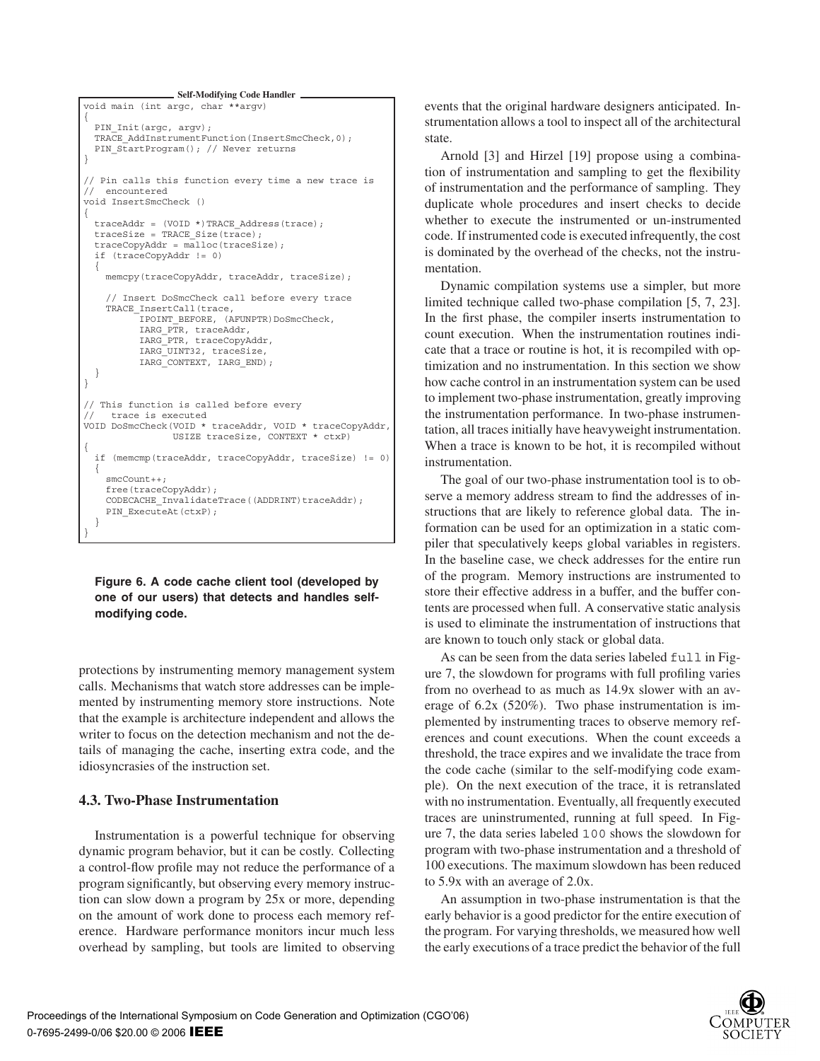**Self-Modifying Code Handler**

```
void main (int argc, char **argv)
{
  PIN_Init(argc, argv);
  TRACE_AddInstrumentFunction(InsertSmcCheck,0);
  PIN_StartProgram(); // Never returns
}

// Pin calls this function every time a new trace is
//  encountered
void InsertSmcCheck ()
{
  traceAddr = (VOID *)TRACE_Address(trace);
  traceSize = TRACE_Size(trace);
  traceCopyAddr = malloc(traceSize);
  if (traceCopyAddr != 0)
  {
    memcpy(traceCopyAddr, traceAddr, traceSize);

    // Insert DoSmcCheck call before every trace
    TRACE_InsertCall(trace,
          IPOINT_BEFORE, (AFUNPTR)DoSmcCheck,
          IARG_PTR, traceAddr,
          IARG_PTR, traceCopyAddr,
          IARG_UINT32, traceSize,
          IARG_CONTEXT, IARG_END);
  }
}

// This function is called before every
//   trace is executed
VOID DoSmcCheck(VOID * traceAddr, VOID * traceCopyAddr,
                USIZE traceSize, CONTEXT * ctxP)
{
  if (memcmp(traceAddr, traceCopyAddr, traceSize) != 0)
  {
    smcCount++;
    free(traceCopyAddr);
    CODECACHE_InvalidateTrace((ADDRINT)traceAddr);
    PIN_ExecuteAt(ctxP);
  }
}
```

**Figure 6. A code cache client tool (developed by one of our users) that detects and handles self-modifying code.**

protections by instrumenting memory management system calls. Mechanisms that watch store addresses can be implemented by instrumenting memory store instructions. Note that the example is architecture independent and allows the writer to focus on the detection mechanism and not the details of managing the cache, inserting extra code, and the idiosyncracies of the instruction set.

### 4.3. Two-Phase Instrumentation

Instrumentation is a powerful technique for observing dynamic program behavior, but it can be costly. Collecting a control-flow profile may not reduce the performance of a program significantly, but observing every memory instruction can slow down a program by 25x or more, depending on the amount of work done to process each memory reference. Hardware performance monitors incur much less overhead by sampling, but tools are limited to observing events that the original hardware designers anticipated. Instrumentation allows a tool to inspect all of the architectural state.

Arnold [3] and Hirzel [19] propose using a combination of instrumentation and sampling to get the flexibility of instrumentation and the performance of sampling. They duplicate whole procedures and insert checks to decide whether to execute the instrumented or un-instrumented code. If instrumented code is executed infrequently, the cost is dominated by the overhead of the checks, not the instrumentation.

Dynamic compilation systems use a simpler, but more limited technique called two-phase compilation [5, 7, 23]. In the first phase, the compiler inserts instrumentation to count execution. When the instrumentation routines indicate that a trace or routine is hot, it is recompiled with optimization and no instrumentation. In this section we show how cache control in an instrumentation system can be used to implement two-phase instrumentation, greatly improving the instrumentation performance. In two-phase instrumentation, all traces initially have heavyweight instrumentation. When a trace is known to be hot, it is recompiled without instrumentation.

The goal of our two-phase instrumentation tool is to observe a memory address stream to find the addresses of instructions that are likely to reference global data. The information can be used for an optimization in a static compiler that speculatively keeps global variables in registers. In the baseline case, we check addresses for the entire run of the program. Memory instructions are instrumented to store their effective address in a buffer, and the buffer contents are processed when full. A conservative static analysis is used to eliminate the instrumentation of instructions that are known to touch only stack or global data.

As can be seen from the data series labeled `full` in Figure 7, the slowdown for programs with full profiling varies from no overhead to as much as 14.9x slower with an average of 6.2x (520%). Two phase instrumentation is implemented by instrumenting traces to observe memory references and count executions. When the count exceeds a threshold, the trace expires and we invalidate the trace from the code cache (similar to the self-modifying code example). On the next execution of the trace, it is retranslated with no instrumentation. Eventually, all frequently executed traces are uninstrumented, running at full speed. In Figure 7, the data series labeled `100` shows the slowdown for program with two-phase instrumentation and a threshold of 100 executions. The maximum slowdown has been reduced to 5.9x with an average of 2.0x.

An assumption in two-phase instrumentation is that the early behavior is a good predictor for the entire execution of the program. For varying thresholds, we measured how well the early executions of a trace predict the behavior of the full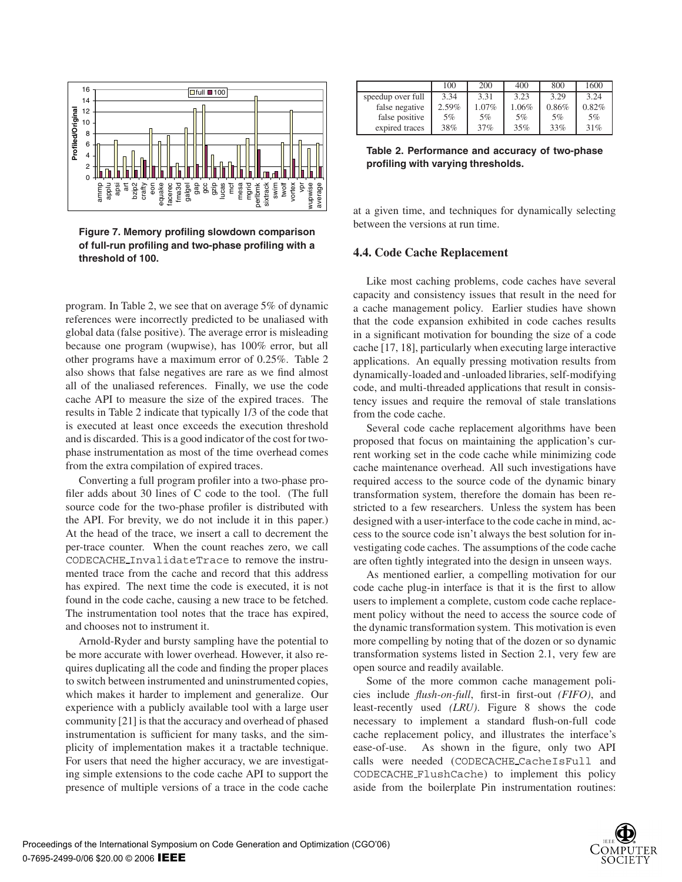**Figure 7. Memory profiling slowdown comparison of full-run profiling and two-phase profiling with a threshold of 100.**

program. In Table 2, we see that on average 5% of dynamic references were incorrectly predicted to be unaliased with global data (false positive). The average error is misleading because one program (wupwise), has 100% error, but all other programs have a maximum error of 0.25%. Table 2 also shows that false negatives are rare as we find almost all of the unaliased references. Finally, we use the code cache API to measure the size of the expired traces. The results in Table 2 indicate that typically 1/3 of the code that is executed at least once exceeds the execution threshold and is discarded. This is a good indicator of the cost for two-phase instrumentation as most of the time overhead comes from the extra compilation of expired traces.

Converting a full program profiler into a two-phase profiler adds about 30 lines of C code to the tool. (The full source code for the two-phase profiler is distributed with the API. For brevity, we do not include it in this paper.) At the head of the trace, we insert a call to decrement the per-trace counter. When the count reaches zero, we call `CODECACHE_InvalidateTrace` to remove the instrumented trace from the cache and record that this address has expired. The next time the code is executed, it is not found in the code cache, causing a new trace to be fetched. The instrumentation tool notes that the trace has expired, and chooses not to instrument it.

Arnold-Ryder and bursty sampling have the potential to be more accurate with lower overhead. However, it also requires duplicating all the code and finding the proper places to switch between instrumented and uninstrumented copies, which makes it harder to implement and generalize. Our experience with a publicly available tool with a large user community [21] is that the accuracy and overhead of phased instrumentation is sufficient for many tasks, and the simplicity of implementation makes it a tractable technique. For users that need the higher accuracy, we are investigating simple extensions to the code cache API to support the presence of multiple versions of a trace in the code cache at a given time, and techniques for dynamically selecting between the versions at run time.

| | 100 | 200 | 400 | 800 | 1600 |
|---|---|---|---|---|---|
| speedup over full | 3.34 | 3.31 | 3.23 | 3.29 | 3.24 |
| false negative | 2.59% | 1.07% | 1.06% | 0.86% | 0.82% |
| false positive | 5% | 5% | 5% | 5% | 5% |
| expired traces | 38% | 37% | 35% | 33% | 31% |

**Table 2. Performance and accuracy of two-phase profiling with varying thresholds.**

### 4.4. Code Cache Replacement

Like most caching problems, code caches have several capacity and consistency issues that result in the need for a cache management policy. Earlier studies have shown that the code expansion exhibited in code caches results in a significant motivation for bounding the size of a code cache [17, 18], particularly when executing large interactive applications. An equally pressing motivation results from dynamically-loaded and -unloaded libraries, self-modifying code, and multi-threaded applications that result in consistency issues and require the removal of stale translations from the code cache.

Several code cache replacement algorithms have been proposed that focus on maintaining the application's current working set in the code cache while minimizing code cache maintenance overhead. All such investigations have required access to the source code of the dynamic binary transformation system, therefore the domain has been restricted to a few researchers. Unless the system has been designed with a user-interface to the code cache in mind, access to the source code isn't always the best solution for investigating code caches. The assumptions of the code cache are often tightly integrated into the design in unseen ways.

As mentioned earlier, a compelling motivation for our code cache plug-in interface is that it is the first to allow users to implement a complete, custom code cache replacement policy without the need to access the source code of the dynamic transformation system. This motivation is even more compelling by noting that of the dozen or so dynamic transformation systems listed in Section 2.1, very few are open source and readily available.

Some of the more common cache management policies include *flush-on-full*, first-in first-out *(FIFO)*, and least-recently used *(LRU)*. Figure 8 shows the code necessary to implement a standard flush-on-full code cache replacement policy, and illustrates the interface's ease-of-use. As shown in the figure, only two API calls were needed (`CODECACHE_CacheIsFull` and `CODECACHE_FlushCache`) to implement this policy aside from the boilerplate Pin instrumentation routines: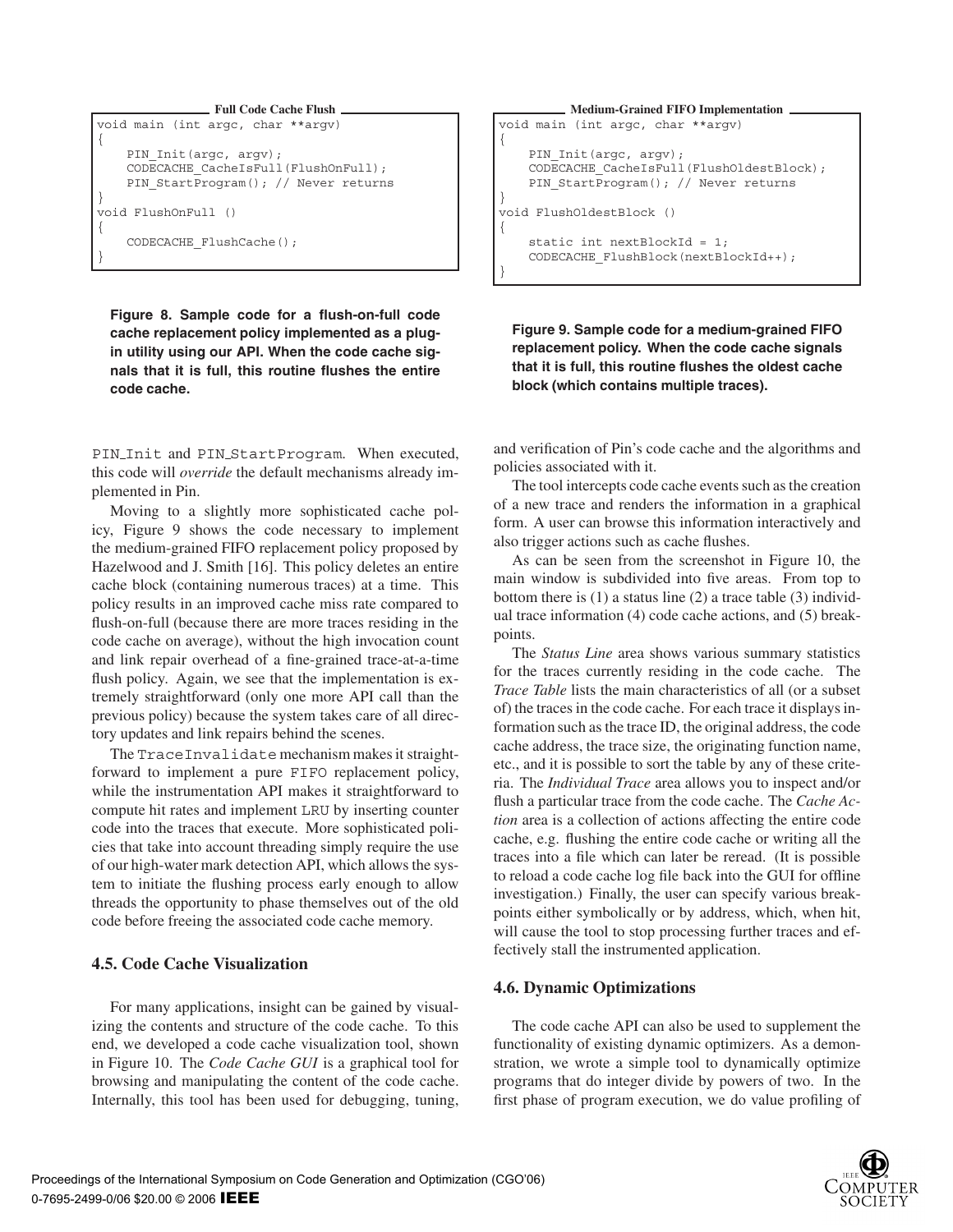**Full Code Cache Flush**

```
void main (int argc, char **argv)
{
    PIN_Init(argc, argv);
    CODECACHE_CacheIsFull(FlushOnFull);
    PIN_StartProgram(); // Never returns
}
void FlushOnFull ()
{
    CODECACHE_FlushCache();
}
```

**Figure 8. Sample code for a flush-on-full code cache replacement policy implemented as a plug-in utility using our API. When the code cache signals that it is full, this routine flushes the entire code cache.**

**Medium-Grained FIFO Implementation**

```
void main (int argc, char **argv)
{
    PIN_Init(argc, argv);
    CODECACHE_CacheIsFull(FlushOldestBlock);
    PIN_StartProgram(); // Never returns
}
void FlushOldestBlock ()
{
    static int nextBlockId = 1;
    CODECACHE_FlushBlock(nextBlockId++);
}
```

**Figure 9. Sample code for a medium-grained FIFO replacement policy. When the code cache signals that it is full, this routine flushes the oldest cache block (which contains multiple traces).**

PIN_Init and PIN_StartProgram. When executed, this code will *override* the default mechanisms already implemented in Pin.

Moving to a slightly more sophisticated cache policy, Figure 9 shows the code necessary to implement the medium-grained FIFO replacement policy proposed by Hazelwood and J. Smith [16]. This policy deletes an entire cache block (containing numerous traces) at a time. This policy results in an improved cache miss rate compared to flush-on-full (because there are more traces residing in the code cache on average), without the high invocation count and link repair overhead of a fine-grained trace-at-a-time flush policy. Again, we see that the implementation is extremely straightforward (only one more API call than the previous policy) because the system takes care of all directory updates and link repairs behind the scenes.

The TraceInvalidate mechanism makes it straightforward to implement a pure FIFO replacement policy, while the instrumentation API makes it straightforward to compute hit rates and implement LRU by inserting counter code into the traces that execute. More sophisticated policies that take into account threading simply require the use of our high-water mark detection API, which allows the system to initiate the flushing process early enough to allow threads the opportunity to phase themselves out of the old code before freeing the associated code cache memory.

### 4.5. Code Cache Visualization

For many applications, insight can be gained by visualizing the contents and structure of the code cache. To this end, we developed a code cache visualization tool, shown in Figure 10. The *Code Cache GUI* is a graphical tool for browsing and manipulating the content of the code cache. Internally, this tool has been used for debugging, tuning, and verification of Pin's code cache and the algorithms and policies associated with it.

The tool intercepts code cache events such as the creation of a new trace and renders the information in a graphical form. A user can browse this information interactively and also trigger actions such as cache flushes.

As can be seen from the screenshot in Figure 10, the main window is subdivided into five areas. From top to bottom there is (1) a status line (2) a trace table (3) individual trace information (4) code cache actions, and (5) breakpoints.

The *Status Line* area shows various summary statistics for the traces currently residing in the code cache. The *Trace Table* lists the main characteristics of all (or a subset of) the traces in the code cache. For each trace it displays information such as the trace ID, the original address, the code cache address, the trace size, the originating function name, etc., and it is possible to sort the table by any of these criteria. The *Individual Trace* area allows you to inspect and/or flush a particular trace from the code cache. The *Cache Action* area is a collection of actions affecting the entire code cache, e.g. flushing the entire code cache or writing all the traces into a file which can later be reread. (It is possible to reload a code cache log file back into the GUI for offline investigation.) Finally, the user can specify various breakpoints either symbolically or by address, which, when hit, will cause the tool to stop processing further traces and effectively stall the instrumented application.

### 4.6. Dynamic Optimizations

The code cache API can also be used to supplement the functionality of existing dynamic optimizers. As a demonstration, we wrote a simple tool to dynamically optimize programs that do integer divide by powers of two. In the first phase of program execution, we do value profiling of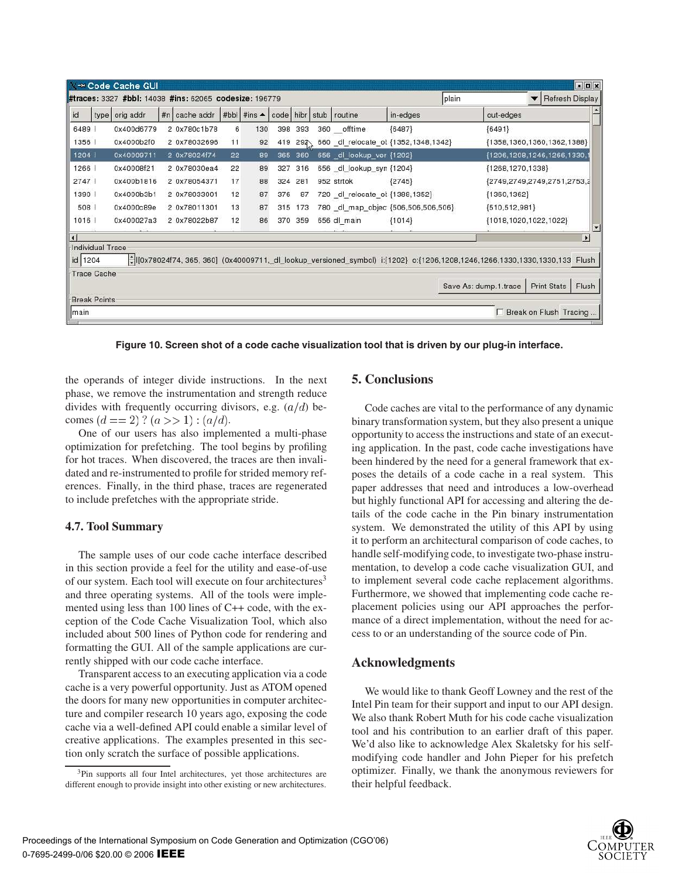Figure 10. Screen shot of a code cache visualization tool that is driven by our plug-in interface.

the operands of integer divide instructions. In the next phase, we remove the instrumentation and strength reduce divides with frequently occurring divisors, e.g. $(a/d)$ becomes $(d == 2)$ ? $(a >> 1)$ : $(a/d)$.

One of our users has also implemented a multi-phase optimization for prefetching. The tool begins by profiling for hot traces. When discovered, the traces are then invalidated and re-instrumented to profile for strided memory references. Finally, in the third phase, traces are regenerated to include prefetches with the appropriate stride.

### 4.7. Tool Summary

The sample uses of our code cache interface described in this section provide a feel for the utility and ease-of-use of our system. Each tool will execute on four architectures[3] and three operating systems. All of the tools were implemented using less than 100 lines of C++ code, with the exception of the Code Cache Visualization Tool, which also included about 500 lines of Python code for rendering and formatting the GUI. All of the sample applications are currently shipped with our code cache interface.

Transparent access to an executing application via a code cache is a very powerful opportunity. Just as ATOM opened the doors for many new opportunities in computer architecture and compiler research 10 years ago, exposing the code cache via a well-defined API could enable a similar level of creative applications. The examples presented in this section only scratch the surface of possible applications.

[3] Pin supports all four Intel architectures, yet those architectures are different enough to provide insight into other existing or new architectures.

## 5. Conclusions

Code caches are vital to the performance of any dynamic binary transformation system, but they also present a unique opportunity to access the instructions and state of an executing application. In the past, code cache investigations have been hindered by the need for a general framework that exposes the details of a code cache in a real system. This paper addresses that need and introduces a low-overhead but highly functional API for accessing and altering the details of the code cache in the Pin binary instrumentation system. We demonstrated the utility of this API by using it to perform an architectural comparison of code caches, to handle self-modifying code, to investigate two-phase instrumentation, to develop a code cache visualization GUI, and to implement several code cache replacement algorithms. Furthermore, we showed that implementing code cache replacement policies using our API approaches the performance of a direct implementation, without the need for access to or an understanding of the source code of Pin.

## Acknowledgments

We would like to thank Geoff Lowney and the rest of the Intel Pin team for their support and input to our API design. We also thank Robert Muth for his code cache visualization tool and his contribution to an earlier draft of this paper. We'd also like to acknowledge Alex Skaletsky for his self-modifying code handler and John Pieper for his prefetch optimizer. Finally, we thank the anonymous reviewers for their helpful feedback.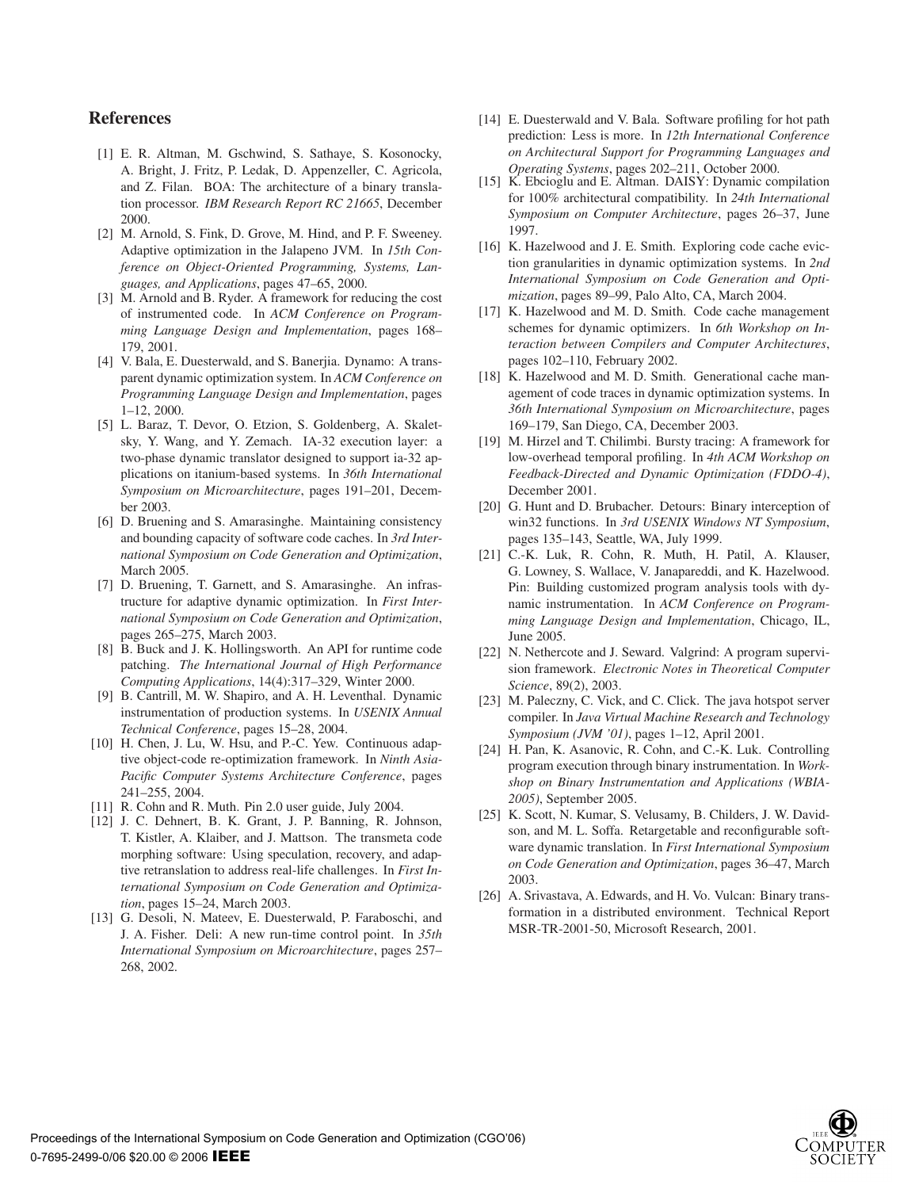## References

[1] E. R. Altman, M. Gschwind, S. Sathaye, S. Kosonocky, A. Bright, J. Fritz, P. Ledak, D. Appenzeller, C. Agricola, and Z. Filan. BOA: The architecture of a binary translation processor. *IBM Research Report RC 21665*, December 2000.

[2] M. Arnold, S. Fink, D. Grove, M. Hind, and P. F. Sweeney. Adaptive optimization in the Jalapeno JVM. In *15th Conference on Object-Oriented Programming, Systems, Languages, and Applications*, pages 47–65, 2000.

[3] M. Arnold and B. Ryder. A framework for reducing the cost of instrumented code. In *ACM Conference on Programming Language Design and Implementation*, pages 168–179, 2001.

[4] V. Bala, E. Duesterwald, and S. Banerjia. Dynamo: A transparent dynamic optimization system. In *ACM Conference on Programming Language Design and Implementation*, pages 1–12, 2000.

[5] L. Baraz, T. Devor, O. Etzion, S. Goldenberg, A. Skaletsky, Y. Wang, and Y. Zemach. IA-32 execution layer: a two-phase dynamic translator designed to support ia-32 applications on itanium-based systems. In *36th International Symposium on Microarchitecture*, pages 191–201, December 2003.

[6] D. Bruening and S. Amarasinghe. Maintaining consistency and bounding capacity of software code caches. In *3rd International Symposium on Code Generation and Optimization*, March 2005.

[7] D. Bruening, T. Garnett, and S. Amarasinghe. An infrastructure for adaptive dynamic optimization. In *First International Symposium on Code Generation and Optimization*, pages 265–275, March 2003.

[8] B. Buck and J. K. Hollingsworth. An API for runtime code patching. *The International Journal of High Performance Computing Applications*, 14(4):317–329, Winter 2000.

[9] B. Cantrill, M. W. Shapiro, and A. H. Leventhal. Dynamic instrumentation of production systems. In *USENIX Annual Technical Conference*, pages 15–28, 2004.

[10] H. Chen, J. Lu, W. Hsu, and P.-C. Yew. Continuous adaptive object-code re-optimization framework. In *Ninth Asia-Pacific Computer Systems Architecture Conference*, pages 241–255, 2004.

[11] R. Cohn and R. Muth. Pin 2.0 user guide, July 2004.

[12] J. C. Dehnert, B. K. Grant, J. P. Banning, R. Johnson, T. Kistler, A. Klaiber, and J. Mattson. The transmeta code morphing software: Using speculation, recovery, and adaptive retranslation to address real-life challenges. In *First International Symposium on Code Generation and Optimization*, pages 15–24, March 2003.

[13] G. Desoli, N. Mateev, E. Duesterwald, P. Faraboschi, and J. A. Fisher. Deli: A new run-time control point. In *35th International Symposium on Microarchitecture*, pages 257–268, 2002.

[14] E. Duesterwald and V. Bala. Software profiling for hot path prediction: Less is more. In *12th International Conference on Architectural Support for Programming Languages and Operating Systems*, pages 202–211, October 2000.

[15] K. Ebcioglu and E. Altman. DAISY: Dynamic compilation for 100% architectural compatibility. In *24th International Symposium on Computer Architecture*, pages 26–37, June 1997.

[16] K. Hazelwood and J. E. Smith. Exploring code cache eviction granularities in dynamic optimization systems. In *2nd International Symposium on Code Generation and Optimization*, pages 89–99, Palo Alto, CA, March 2004.

[17] K. Hazelwood and M. D. Smith. Code cache management schemes for dynamic optimizers. In *6th Workshop on Interaction between Compilers and Computer Architectures*, pages 102–110, February 2002.

[18] K. Hazelwood and M. D. Smith. Generational cache management of code traces in dynamic optimization systems. In *36th International Symposium on Microarchitecture*, pages 169–179, San Diego, CA, December 2003.

[19] M. Hirzel and T. Chilimbi. Bursty tracing: A framework for low-overhead temporal profiling. In *4th ACM Workshop on Feedback-Directed and Dynamic Optimization (FDDO-4)*, December 2001.

[20] G. Hunt and D. Brubacher. Detours: Binary interception of win32 functions. In *3rd USENIX Windows NT Symposium*, pages 135–143, Seattle, WA, July 1999.

[21] C.-K. Luk, R. Cohn, R. Muth, H. Patil, A. Klauser, G. Lowney, S. Wallace, V. Janapareddi, and K. Hazelwood. Pin: Building customized program analysis tools with dynamic instrumentation. In *ACM Conference on Programming Language Design and Implementation*, Chicago, IL, June 2005.

[22] N. Nethercote and J. Seward. Valgrind: A program supervision framework. *Electronic Notes in Theoretical Computer Science*, 89(2), 2003.

[23] M. Paleczny, C. Vick, and C. Click. The java hotspot server compiler. In *Java Virtual Machine Research and Technology Symposium (JVM '01)*, pages 1–12, April 2001.

[24] H. Pan, K. Asanovic, R. Cohn, and C.-K. Luk. Controlling program execution through binary instrumentation. In *Workshop on Binary Instrumentation and Applications (WBIA-2005)*, September 2005.

[25] K. Scott, N. Kumar, S. Velusamy, B. Childers, J. W. Davidson, and M. L. Soffa. Retargetable and reconfigurable software dynamic translation. In *First International Symposium on Code Generation and Optimization*, pages 36–47, March 2003.

[26] A. Srivastava, A. Edwards, and H. Vo. Vulcan: Binary transformation in a distributed environment. Technical Report MSR-TR-2001-50, Microsoft Research, 2001.